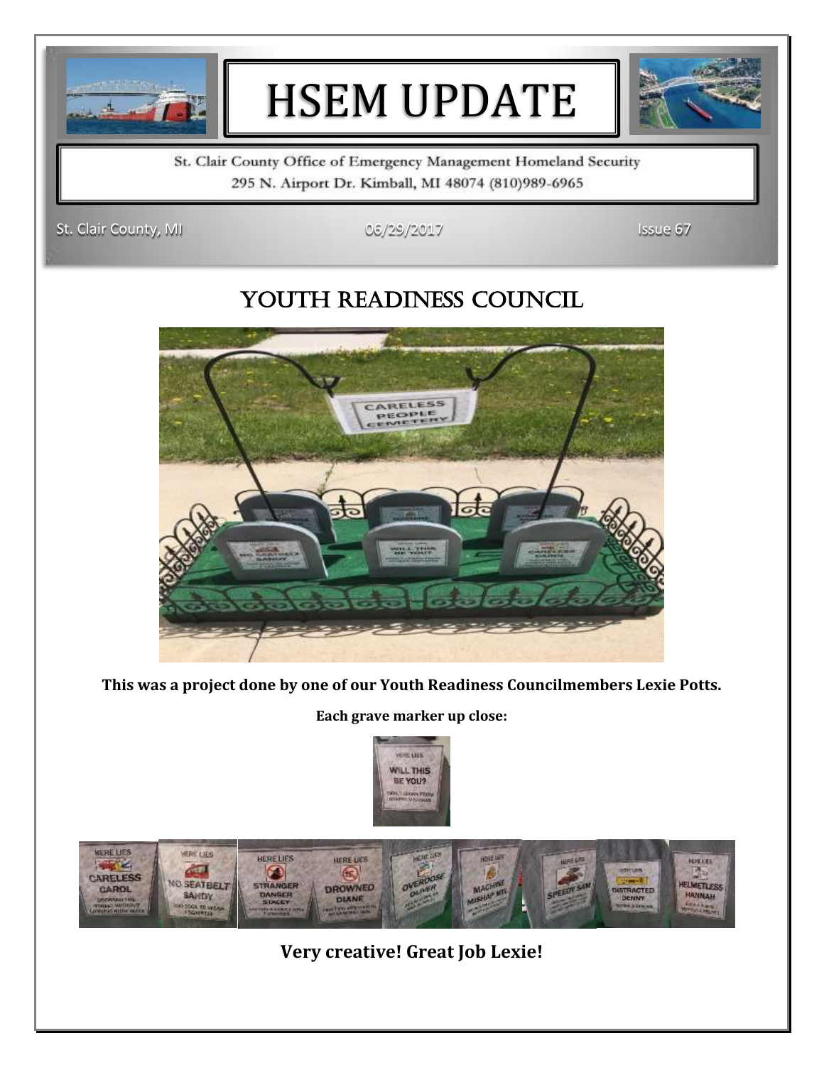# HSEM UPDATE

St. Clair County Office of Emergency Management Homeland Security
295 N. Airport Dr. Kimball, MI 48074 (810)989-6965

St. Clair County, MI — 06/29/2017 — Issue 67

## YOUTH READINESS COUNCIL

**This was a project done by one of our Youth Readiness Councilmembers Lexie Potts.**

**Each grave marker up close:**

**Very creative! Great Job Lexie!**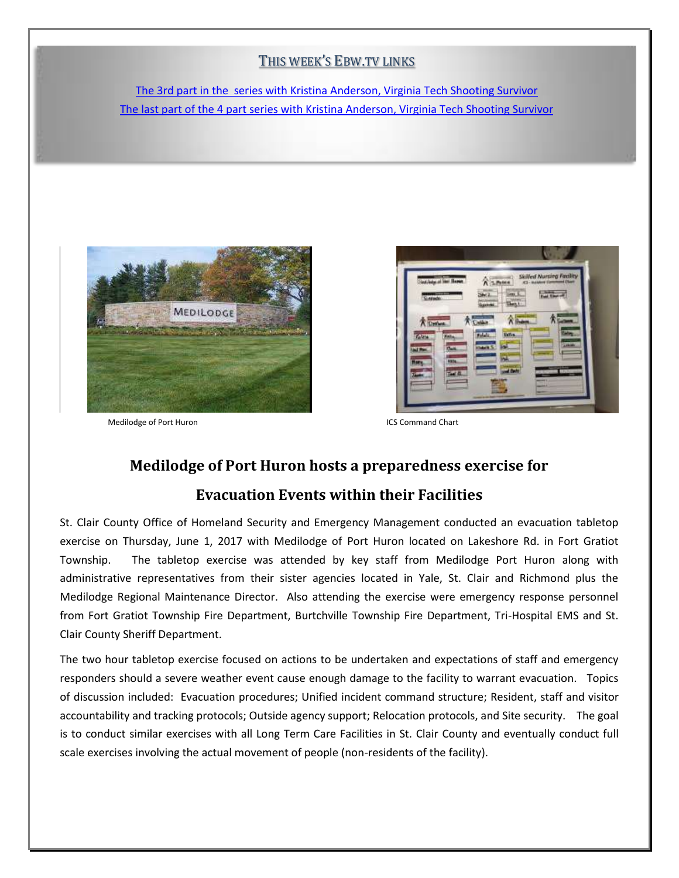## THIS WEEK'S EBW.TV LINKS

[The 3rd part in the series with Kristina Anderson, Virginia Tech Shooting Survivor]

[The last part of the 4 part series with Kristina Anderson, Virginia Tech Shooting Survivor]

Medilodge of Port Huron

ICS Command Chart

## Medilodge of Port Huron hosts a preparedness exercise for Evacuation Events within their Facilities

St. Clair County Office of Homeland Security and Emergency Management conducted an evacuation tabletop exercise on Thursday, June 1, 2017 with Medilodge of Port Huron located on Lakeshore Rd. in Fort Gratiot Township. The tabletop exercise was attended by key staff from Medilodge Port Huron along with administrative representatives from their sister agencies located in Yale, St. Clair and Richmond plus the Medilodge Regional Maintenance Director. Also attending the exercise were emergency response personnel from Fort Gratiot Township Fire Department, Burtchville Township Fire Department, Tri-Hospital EMS and St. Clair County Sheriff Department.

The two hour tabletop exercise focused on actions to be undertaken and expectations of staff and emergency responders should a severe weather event cause enough damage to the facility to warrant evacuation. Topics of discussion included: Evacuation procedures; Unified incident command structure; Resident, staff and visitor accountability and tracking protocols; Outside agency support; Relocation protocols, and Site security. The goal is to conduct similar exercises with all Long Term Care Facilities in St. Clair County and eventually conduct full scale exercises involving the actual movement of people (non-residents of the facility).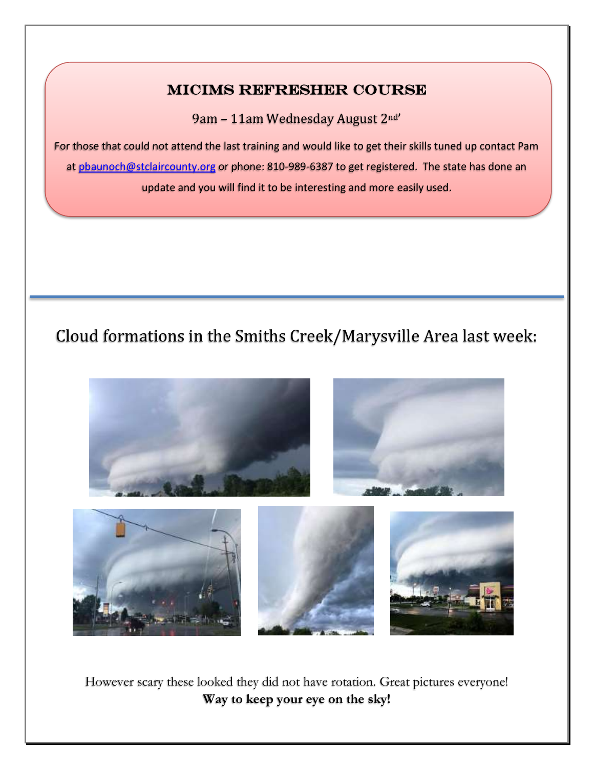## MICIMS REFRESHER COURSE

9am – 11am Wednesday August 2nd'

For those that could not attend the last training and would like to get their skills tuned up contact Pam at pbaunoch@stclaircounty.org or phone: 810-989-6387 to get registered. The state has done an update and you will find it to be interesting and more easily used.

---

## Cloud formations in the Smiths Creek/Marysville Area last week:

However scary these looked they did not have rotation. Great pictures everyone!

**Way to keep your eye on the sky!**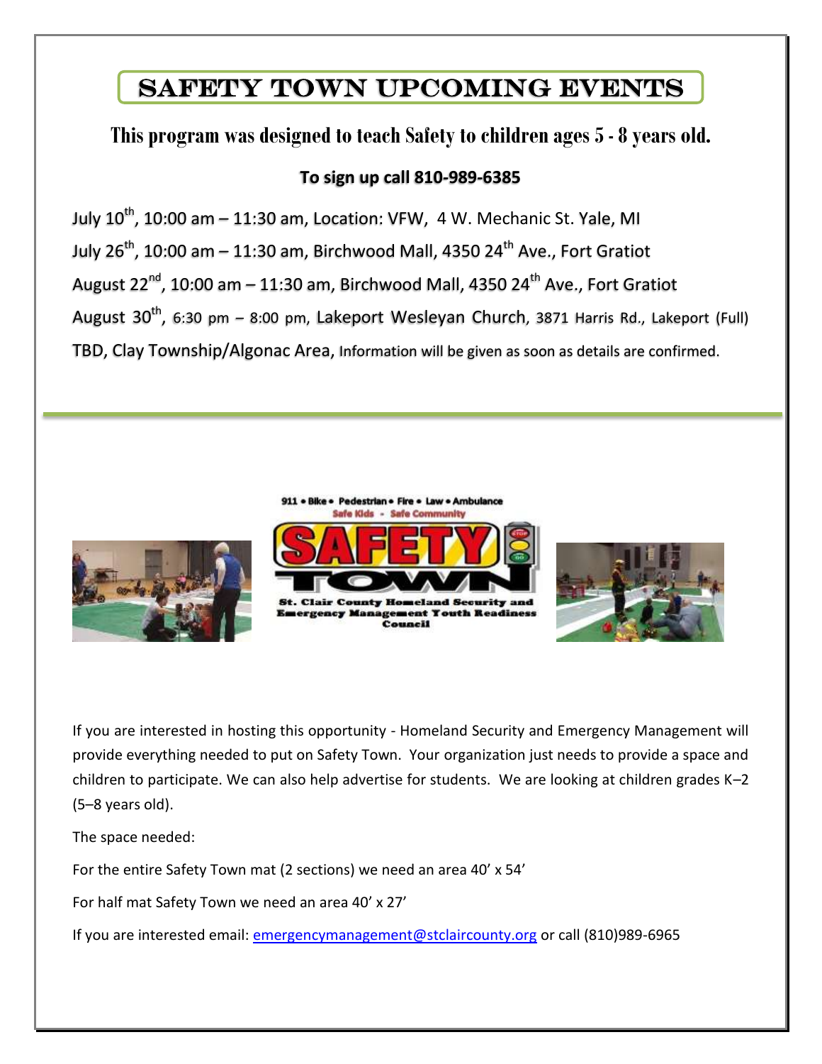# Safety Town Upcoming Events

## This program was designed to teach Safety to children ages 5 - 8 years old.

**To sign up call 810-989-6385**

July 10th, 10:00 am – 11:30 am, Location: VFW, 4 W. Mechanic St. Yale, MI

July 26th, 10:00 am – 11:30 am, Birchwood Mall, 4350 24th Ave., Fort Gratiot

August 22nd, 10:00 am – 11:30 am, Birchwood Mall, 4350 24th Ave., Fort Gratiot

August 30th, 6:30 pm – 8:00 pm, Lakeport Wesleyan Church, 3871 Harris Rd., Lakeport (Full)

TBD, Clay Township/Algonac Area, Information will be given as soon as details are confirmed.

---

911 • Bike • Pedestrian • Fire • Law • Ambulance
Safe Kids - Safe Community

SAFETY TOWN

St. Clair County Homeland Security and Emergency Management Youth Readiness Council

If you are interested in hosting this opportunity - Homeland Security and Emergency Management will provide everything needed to put on Safety Town. Your organization just needs to provide a space and children to participate. We can also help advertise for students. We are looking at children grades K–2 (5–8 years old).

The space needed:

For the entire Safety Town mat (2 sections) we need an area 40' x 54'

For half mat Safety Town we need an area 40' x 27'

If you are interested email: emergencymanagement@stclaircounty.org or call (810)989-6965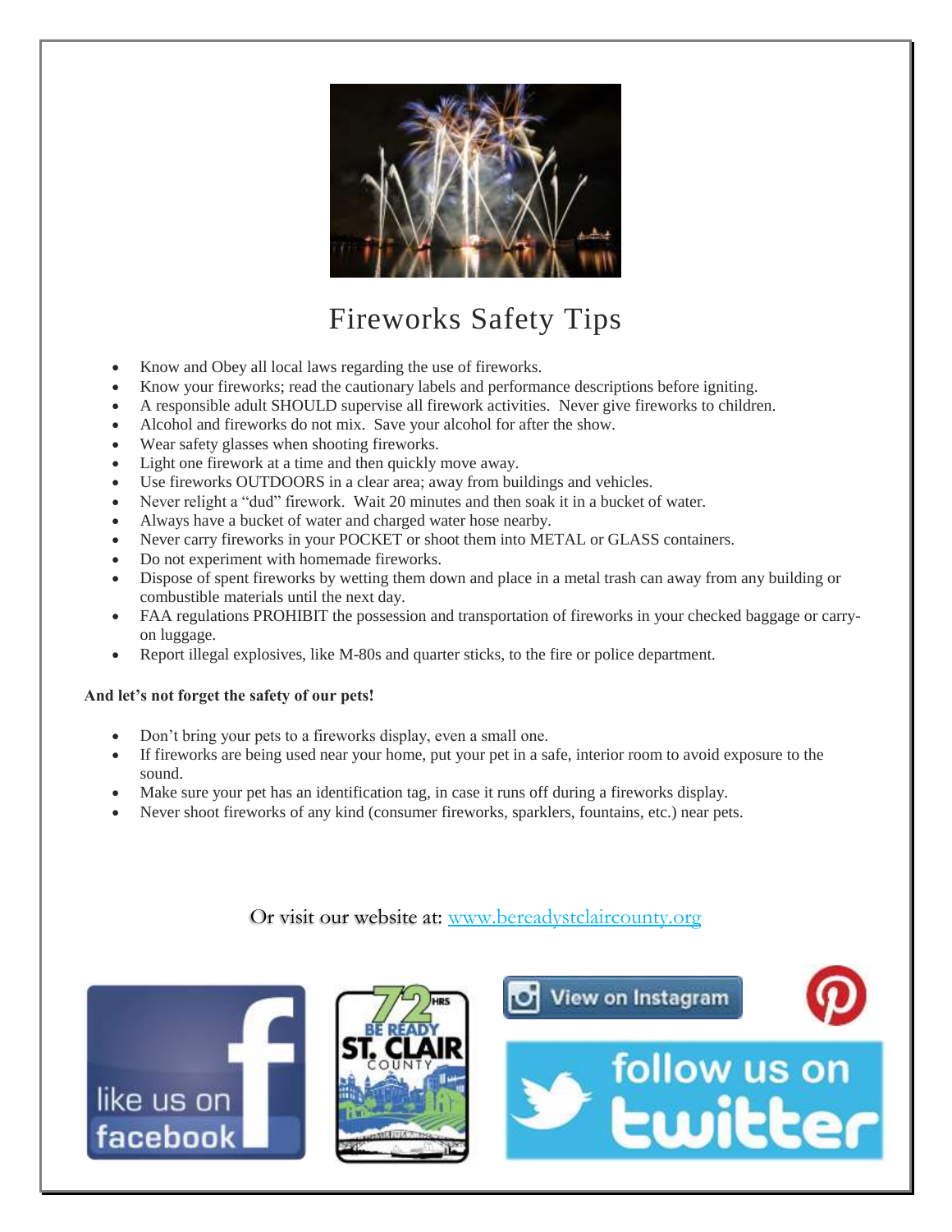# Fireworks Safety Tips

- Know and Obey all local laws regarding the use of fireworks.
- Know your fireworks; read the cautionary labels and performance descriptions before igniting.
- A responsible adult SHOULD supervise all firework activities. Never give fireworks to children.
- Alcohol and fireworks do not mix. Save your alcohol for after the show.
- Wear safety glasses when shooting fireworks.
- Light one firework at a time and then quickly move away.
- Use fireworks OUTDOORS in a clear area; away from buildings and vehicles.
- Never relight a "dud" firework. Wait 20 minutes and then soak it in a bucket of water.
- Always have a bucket of water and charged water hose nearby.
- Never carry fireworks in your POCKET or shoot them into METAL or GLASS containers.
- Do not experiment with homemade fireworks.
- Dispose of spent fireworks by wetting them down and place in a metal trash can away from any building or combustible materials until the next day.
- FAA regulations PROHIBIT the possession and transportation of fireworks in your checked baggage or carry-on luggage.
- Report illegal explosives, like M-80s and quarter sticks, to the fire or police department.

**And let's not forget the safety of our pets!**

- Don't bring your pets to a fireworks display, even a small one.
- If fireworks are being used near your home, put your pet in a safe, interior room to avoid exposure to the sound.
- Make sure your pet has an identification tag, in case it runs off during a fireworks display.
- Never shoot fireworks of any kind (consumer fireworks, sparklers, fountains, etc.) near pets.

Or visit our website at: www.bereadystclaircounty.org

like us on facebook

72 HRS BE READY ST. CLAIR COUNTY

View on Instagram

follow us on twitter